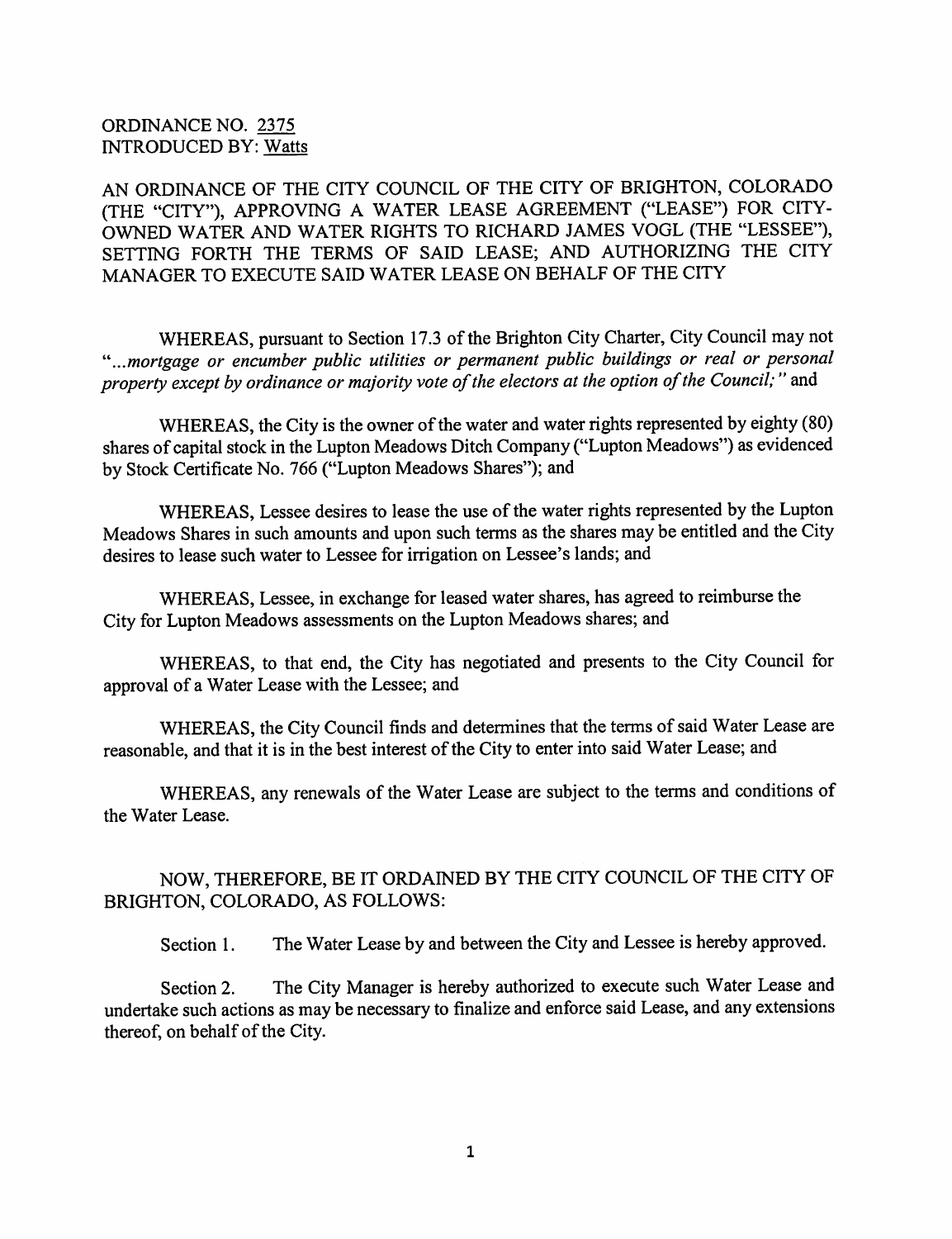ORDINANCE NO. 2375
INTRODUCED BY: Watts

AN ORDINANCE OF THE CITY COUNCIL OF THE CITY OF BRIGHTON, COLORADO (THE "CITY"), APPROVING A WATER LEASE AGREEMENT ("LEASE") FOR CITY-OWNED WATER AND WATER RIGHTS TO RICHARD JAMES VOGL (THE "LESSEE"), SETTING FORTH THE TERMS OF SAID LEASE; AND AUTHORIZING THE CITY MANAGER TO EXECUTE SAID WATER LEASE ON BEHALF OF THE CITY

WHEREAS, pursuant to Section 17.3 of the Brighton City Charter, City Council may not "*...mortgage or encumber public utilities or permanent public buildings or real or personal property except by ordinance or majority vote of the electors at the option of the Council;*" and

WHEREAS, the City is the owner of the water and water rights represented by eighty (80) shares of capital stock in the Lupton Meadows Ditch Company ("Lupton Meadows") as evidenced by Stock Certificate No. 766 ("Lupton Meadows Shares"); and

WHEREAS, Lessee desires to lease the use of the water rights represented by the Lupton Meadows Shares in such amounts and upon such terms as the shares may be entitled and the City desires to lease such water to Lessee for irrigation on Lessee's lands; and

WHEREAS, Lessee, in exchange for leased water shares, has agreed to reimburse the City for Lupton Meadows assessments on the Lupton Meadows shares; and

WHEREAS, to that end, the City has negotiated and presents to the City Council for approval of a Water Lease with the Lessee; and

WHEREAS, the City Council finds and determines that the terms of said Water Lease are reasonable, and that it is in the best interest of the City to enter into said Water Lease; and

WHEREAS, any renewals of the Water Lease are subject to the terms and conditions of the Water Lease.

NOW, THEREFORE, BE IT ORDAINED BY THE CITY COUNCIL OF THE CITY OF BRIGHTON, COLORADO, AS FOLLOWS:

Section 1. The Water Lease by and between the City and Lessee is hereby approved.

Section 2. The City Manager is hereby authorized to execute such Water Lease and undertake such actions as may be necessary to finalize and enforce said Lease, and any extensions thereof, on behalf of the City.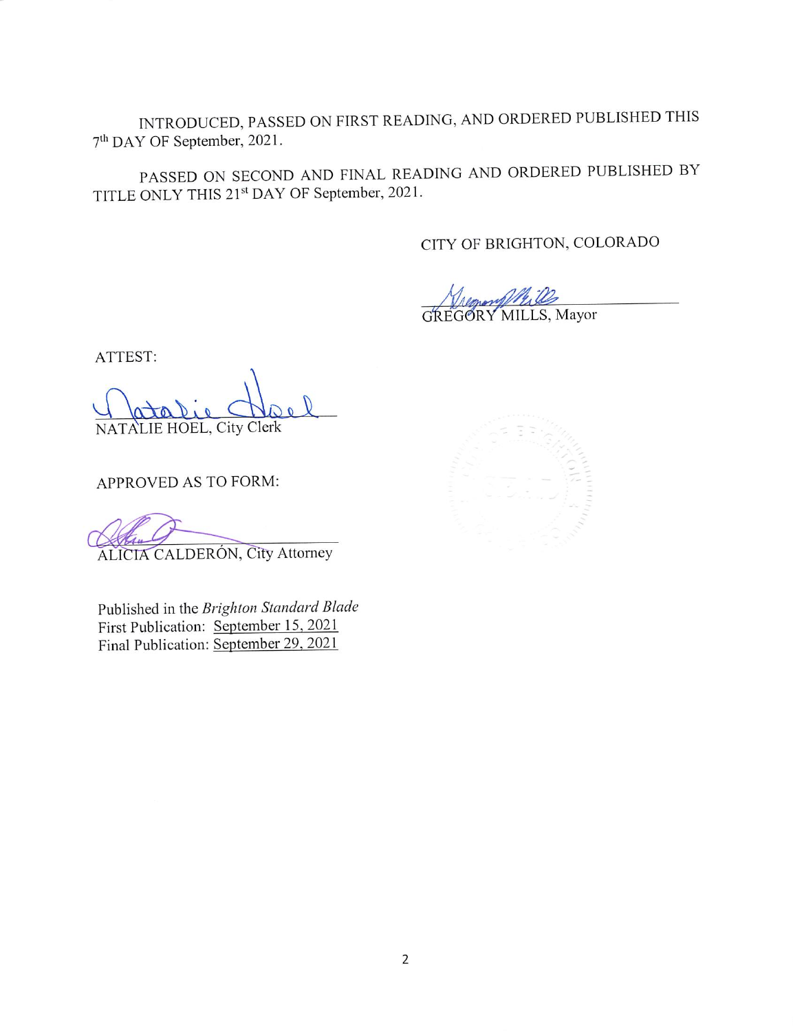INTRODUCED, PASSED ON FIRST READING, AND ORDERED PUBLISHED THIS 7th DAY OF September, 2021.

PASSED ON SECOND AND FINAL READING AND ORDERED PUBLISHED BY TITLE ONLY THIS 21st DAY OF September, 2021.

CITY OF BRIGHTON, COLORADO

GREGORY MILLS, Mayor

ATTEST:

NATALIE HOEL, City Clerk

APPROVED AS TO FORM:

ALICIA CALDERÓN, City Attorney

Published in the *Brighton Standard Blade*
First Publication: September 15, 2021
Final Publication: September 29, 2021